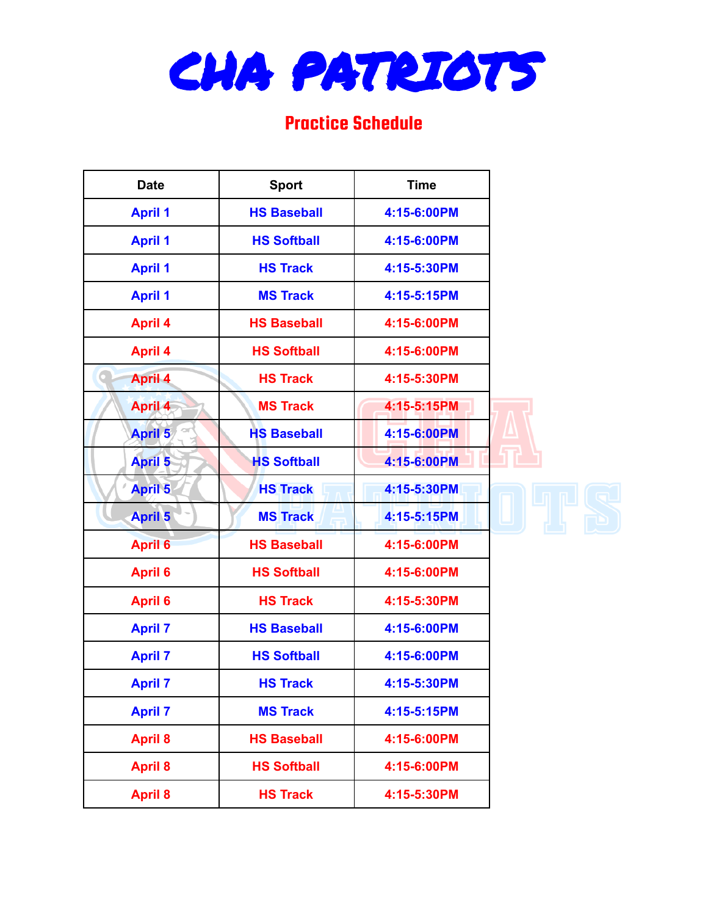# CHA PATRIOTS

## Practice Schedule

| Date | Sport | Time |
|---|---|---|
| April 1 | HS Baseball | 4:15-6:00PM |
| April 1 | HS Softball | 4:15-6:00PM |
| April 1 | HS Track | 4:15-5:30PM |
| April 1 | MS Track | 4:15-5:15PM |
| April 4 | HS Baseball | 4:15-6:00PM |
| April 4 | HS Softball | 4:15-6:00PM |
| April 4 | HS Track | 4:15-5:30PM |
| April 4 | MS Track | 4:15-5:15PM |
| April 5 | HS Baseball | 4:15-6:00PM |
| April 5 | HS Softball | 4:15-6:00PM |
| April 5 | HS Track | 4:15-5:30PM |
| April 5 | MS Track | 4:15-5:15PM |
| April 6 | HS Baseball | 4:15-6:00PM |
| April 6 | HS Softball | 4:15-6:00PM |
| April 6 | HS Track | 4:15-5:30PM |
| April 7 | HS Baseball | 4:15-6:00PM |
| April 7 | HS Softball | 4:15-6:00PM |
| April 7 | HS Track | 4:15-5:30PM |
| April 7 | MS Track | 4:15-5:15PM |
| April 8 | HS Baseball | 4:15-6:00PM |
| April 8 | HS Softball | 4:15-6:00PM |
| April 8 | HS Track | 4:15-5:30PM |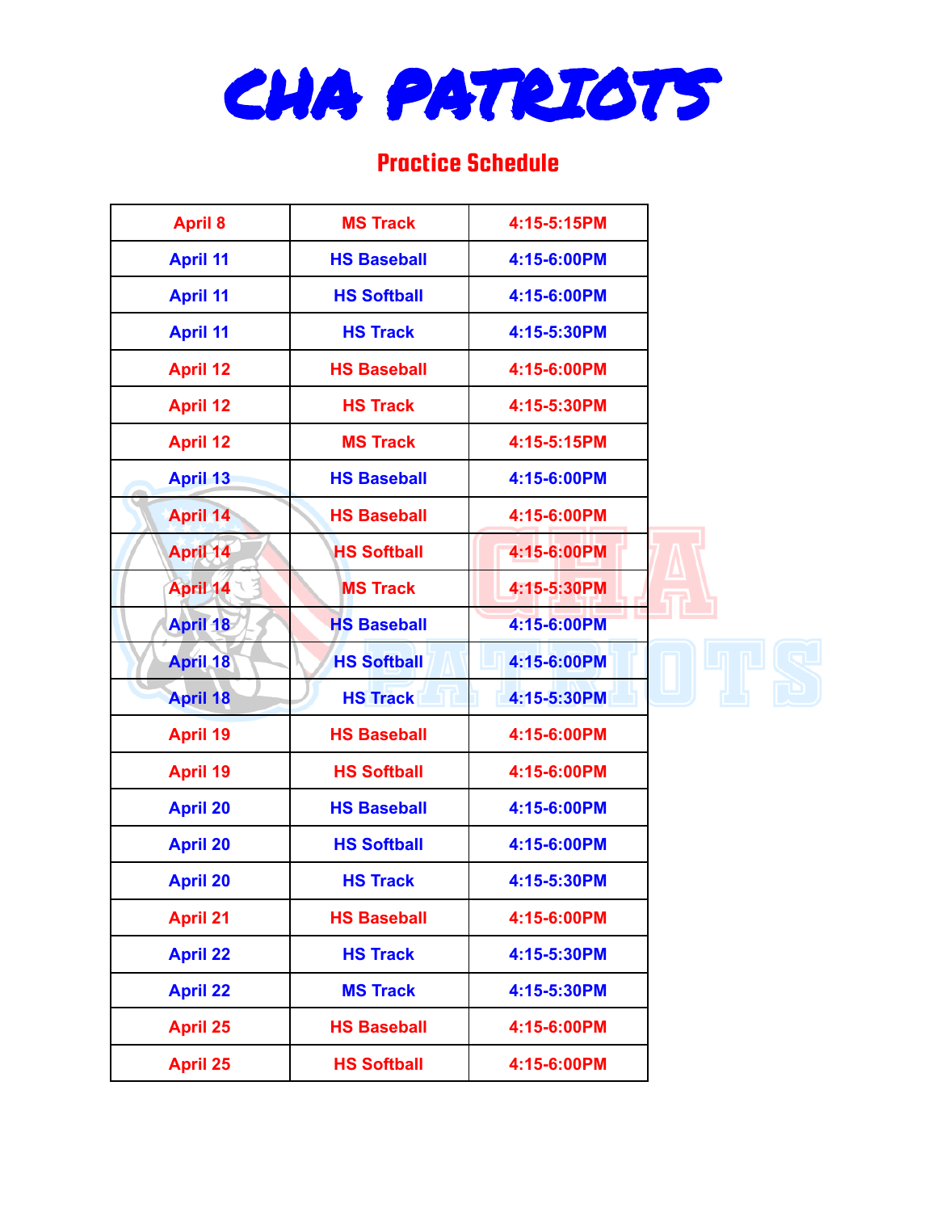# CHA PATRIOTS

## Practice Schedule

| | | |
|---|---|---|
| April 8 | MS Track | 4:15-5:15PM |
| April 11 | HS Baseball | 4:15-6:00PM |
| April 11 | HS Softball | 4:15-6:00PM |
| April 11 | HS Track | 4:15-5:30PM |
| April 12 | HS Baseball | 4:15-6:00PM |
| April 12 | HS Track | 4:15-5:30PM |
| April 12 | MS Track | 4:15-5:15PM |
| April 13 | HS Baseball | 4:15-6:00PM |
| April 14 | HS Baseball | 4:15-6:00PM |
| April 14 | HS Softball | 4:15-6:00PM |
| April 14 | MS Track | 4:15-5:30PM |
| April 18 | HS Baseball | 4:15-6:00PM |
| April 18 | HS Softball | 4:15-6:00PM |
| April 18 | HS Track | 4:15-5:30PM |
| April 19 | HS Baseball | 4:15-6:00PM |
| April 19 | HS Softball | 4:15-6:00PM |
| April 20 | HS Baseball | 4:15-6:00PM |
| April 20 | HS Softball | 4:15-6:00PM |
| April 20 | HS Track | 4:15-5:30PM |
| April 21 | HS Baseball | 4:15-6:00PM |
| April 22 | HS Track | 4:15-5:30PM |
| April 22 | MS Track | 4:15-5:30PM |
| April 25 | HS Baseball | 4:15-6:00PM |
| April 25 | HS Softball | 4:15-6:00PM |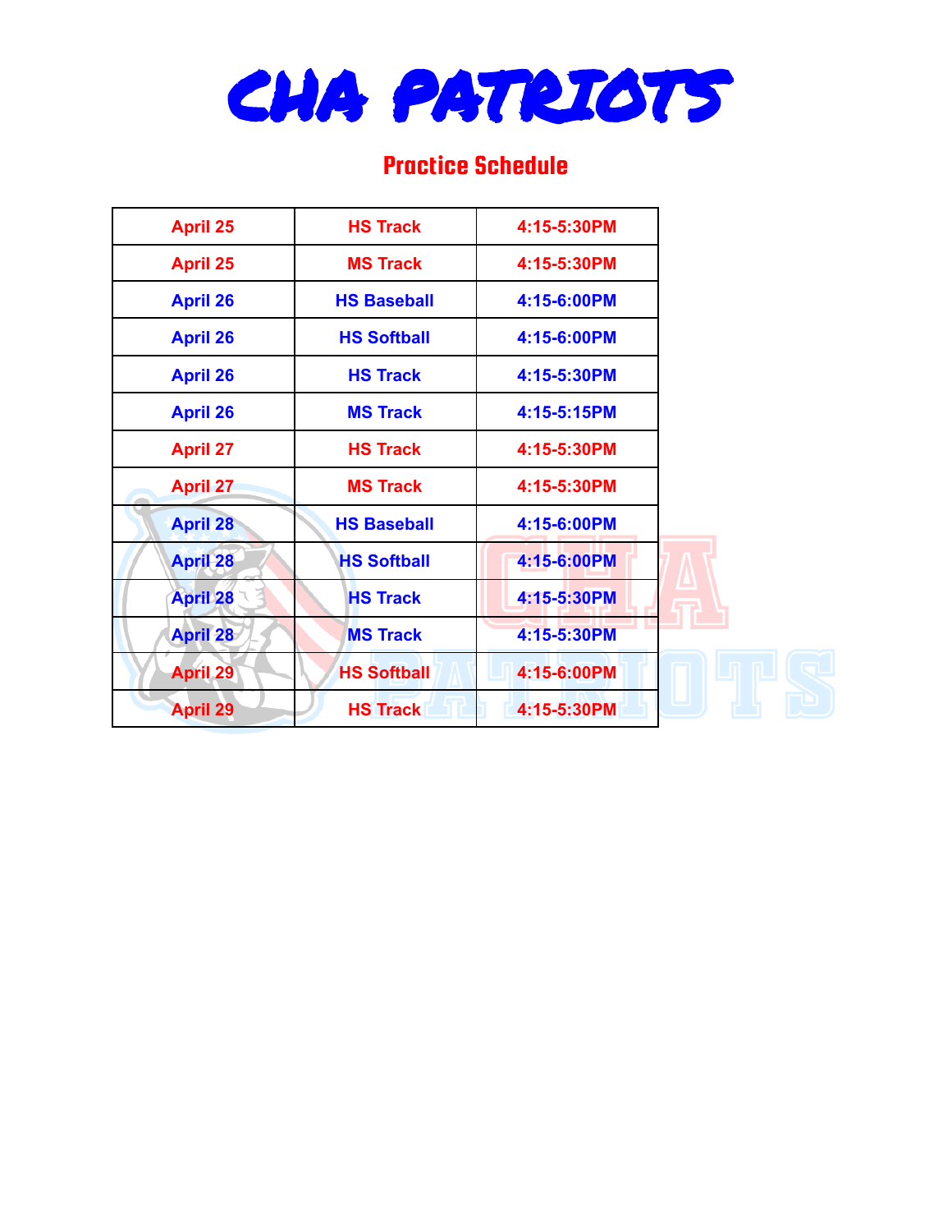# CHA PATRIOTS

## Practice Schedule

| | | |
|---|---|---|
| April 25 | HS Track | 4:15-5:30PM |
| April 25 | MS Track | 4:15-5:30PM |
| April 26 | HS Baseball | 4:15-6:00PM |
| April 26 | HS Softball | 4:15-6:00PM |
| April 26 | HS Track | 4:15-5:30PM |
| April 26 | MS Track | 4:15-5:15PM |
| April 27 | HS Track | 4:15-5:30PM |
| April 27 | MS Track | 4:15-5:30PM |
| April 28 | HS Baseball | 4:15-6:00PM |
| April 28 | HS Softball | 4:15-6:00PM |
| April 28 | HS Track | 4:15-5:30PM |
| April 28 | MS Track | 4:15-5:30PM |
| April 29 | HS Softball | 4:15-6:00PM |
| April 29 | HS Track | 4:15-5:30PM |